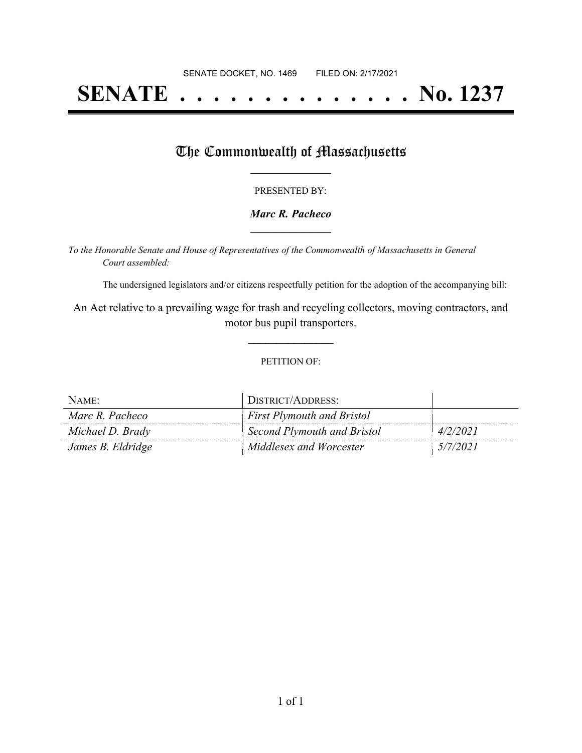SENATE DOCKET, NO. 1469        FILED ON: 2/17/2021

# SENATE . . . . . . . . . . . . . . No. 1237

## The Commonwealth of Massachusetts

PRESENTED BY:

***Marc R. Pacheco***

*To the Honorable Senate and House of Representatives of the Commonwealth of Massachusetts in General Court assembled:*

The undersigned legislators and/or citizens respectfully petition for the adoption of the accompanying bill:

An Act relative to a prevailing wage for trash and recycling collectors, moving contractors, and motor bus pupil transporters.

PETITION OF:

| NAME: | DISTRICT/ADDRESS: | |
| --- | --- | --- |
| *Marc R. Pacheco* | *First Plymouth and Bristol* | |
| *Michael D. Brady* | *Second Plymouth and Bristol* | *4/2/2021* |
| *James B. Eldridge* | *Middlesex and Worcester* | *5/7/2021* |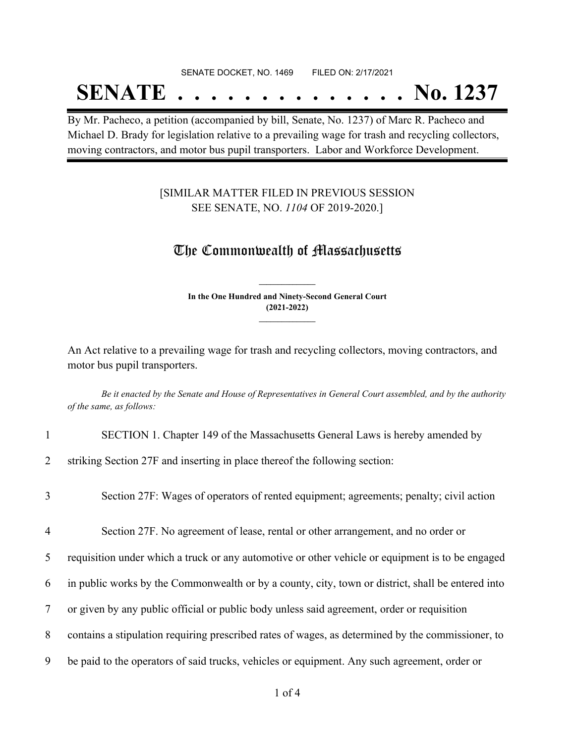SENATE DOCKET, NO. 1469 FILED ON: 2/17/2021

# SENATE . . . . . . . . . . . . . . No. 1237

By Mr. Pacheco, a petition (accompanied by bill, Senate, No. 1237) of Marc R. Pacheco and Michael D. Brady for legislation relative to a prevailing wage for trash and recycling collectors, moving contractors, and motor bus pupil transporters. Labor and Workforce Development.

[SIMILAR MATTER FILED IN PREVIOUS SESSION
SEE SENATE, NO. *1104* OF 2019-2020.]

## The Commonwealth of Massachusetts

**In the One Hundred and Ninety-Second General Court
(2021-2022)**

An Act relative to a prevailing wage for trash and recycling collectors, moving contractors, and motor bus pupil transporters.

*Be it enacted by the Senate and House of Representatives in General Court assembled, and by the authority of the same, as follows:*

1 SECTION 1. Chapter 149 of the Massachusetts General Laws is hereby amended by
2 striking Section 27F and inserting in place thereof the following section:

3 Section 27F: Wages of operators of rented equipment; agreements; penalty; civil action

4 Section 27F. No agreement of lease, rental or other arrangement, and no order or
5 requisition under which a truck or any automotive or other vehicle or equipment is to be engaged
6 in public works by the Commonwealth or by a county, city, town or district, shall be entered into
7 or given by any public official or public body unless said agreement, order or requisition
8 contains a stipulation requiring prescribed rates of wages, as determined by the commissioner, to
9 be paid to the operators of said trucks, vehicles or equipment. Any such agreement, order or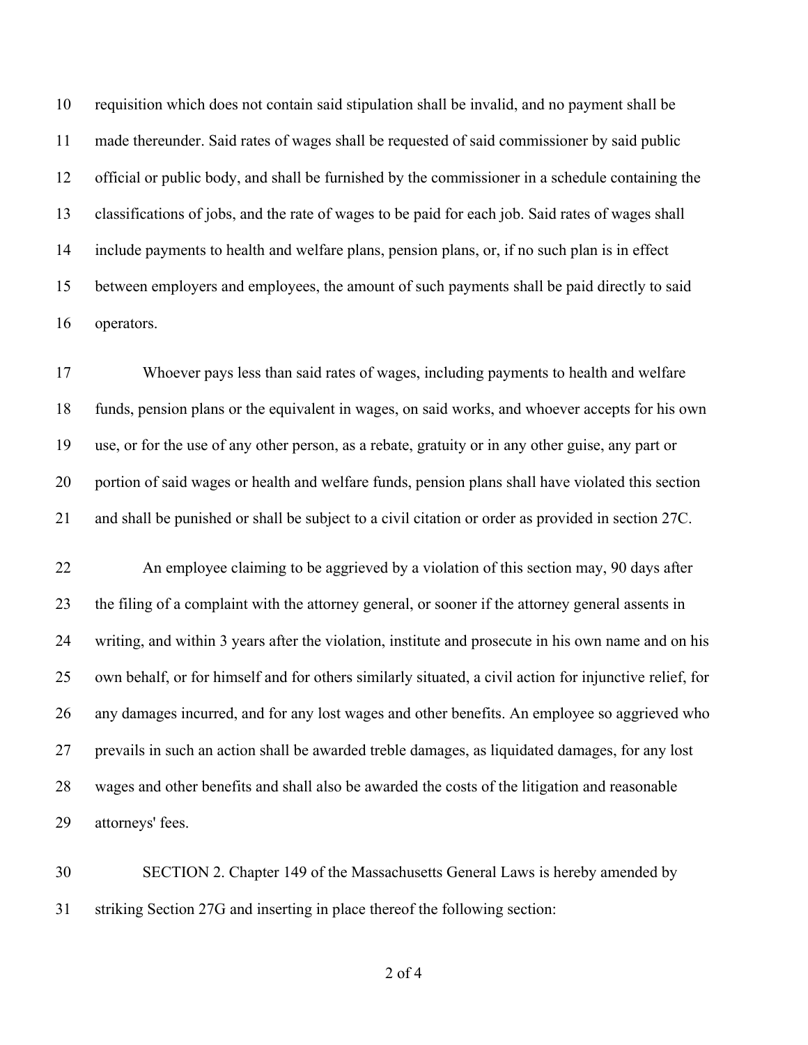requisition which does not contain said stipulation shall be invalid, and no payment shall be made thereunder. Said rates of wages shall be requested of said commissioner by said public official or public body, and shall be furnished by the commissioner in a schedule containing the classifications of jobs, and the rate of wages to be paid for each job. Said rates of wages shall include payments to health and welfare plans, pension plans, or, if no such plan is in effect between employers and employees, the amount of such payments shall be paid directly to said operators.

Whoever pays less than said rates of wages, including payments to health and welfare funds, pension plans or the equivalent in wages, on said works, and whoever accepts for his own use, or for the use of any other person, as a rebate, gratuity or in any other guise, any part or portion of said wages or health and welfare funds, pension plans shall have violated this section and shall be punished or shall be subject to a civil citation or order as provided in section 27C.

An employee claiming to be aggrieved by a violation of this section may, 90 days after the filing of a complaint with the attorney general, or sooner if the attorney general assents in writing, and within 3 years after the violation, institute and prosecute in his own name and on his own behalf, or for himself and for others similarly situated, a civil action for injunctive relief, for any damages incurred, and for any lost wages and other benefits. An employee so aggrieved who prevails in such an action shall be awarded treble damages, as liquidated damages, for any lost wages and other benefits and shall also be awarded the costs of the litigation and reasonable attorneys' fees.

SECTION 2. Chapter 149 of the Massachusetts General Laws is hereby amended by striking Section 27G and inserting in place thereof the following section: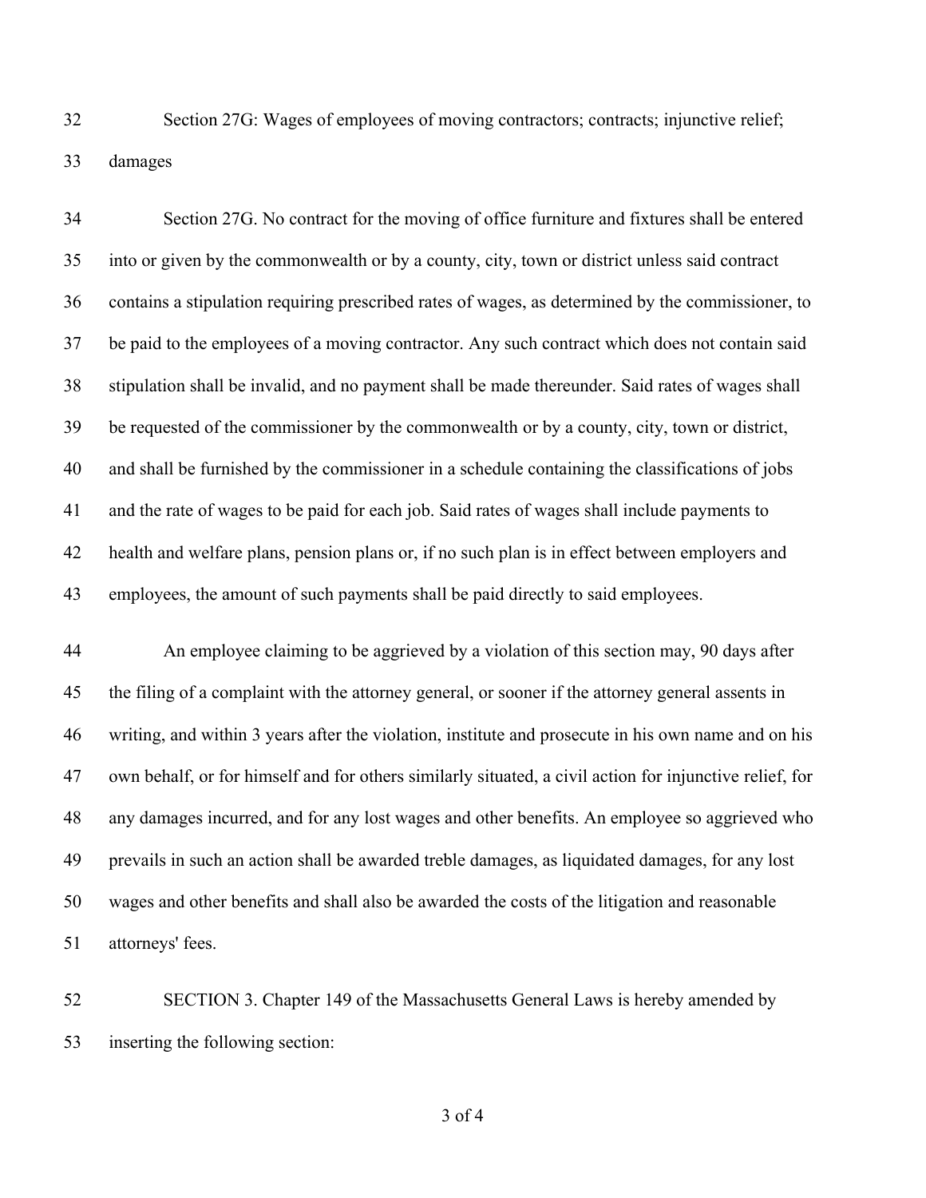Section 27G: Wages of employees of moving contractors; contracts; injunctive relief; damages

Section 27G. No contract for the moving of office furniture and fixtures shall be entered into or given by the commonwealth or by a county, city, town or district unless said contract contains a stipulation requiring prescribed rates of wages, as determined by the commissioner, to be paid to the employees of a moving contractor. Any such contract which does not contain said stipulation shall be invalid, and no payment shall be made thereunder. Said rates of wages shall be requested of the commissioner by the commonwealth or by a county, city, town or district, and shall be furnished by the commissioner in a schedule containing the classifications of jobs and the rate of wages to be paid for each job. Said rates of wages shall include payments to health and welfare plans, pension plans or, if no such plan is in effect between employers and employees, the amount of such payments shall be paid directly to said employees.

An employee claiming to be aggrieved by a violation of this section may, 90 days after the filing of a complaint with the attorney general, or sooner if the attorney general assents in writing, and within 3 years after the violation, institute and prosecute in his own name and on his own behalf, or for himself and for others similarly situated, a civil action for injunctive relief, for any damages incurred, and for any lost wages and other benefits. An employee so aggrieved who prevails in such an action shall be awarded treble damages, as liquidated damages, for any lost wages and other benefits and shall also be awarded the costs of the litigation and reasonable attorneys' fees.

SECTION 3. Chapter 149 of the Massachusetts General Laws is hereby amended by inserting the following section: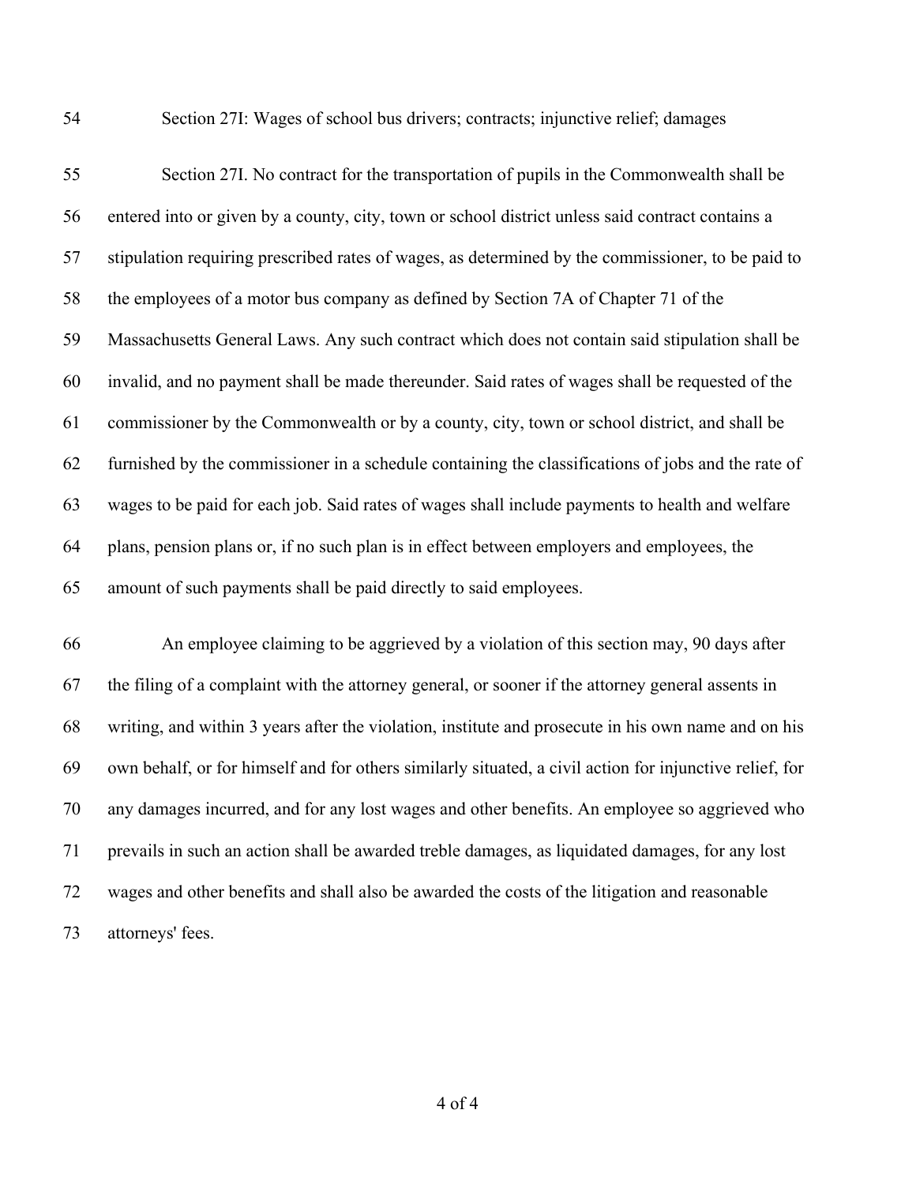Section 27I: Wages of school bus drivers; contracts; injunctive relief; damages

Section 27I. No contract for the transportation of pupils in the Commonwealth shall be entered into or given by a county, city, town or school district unless said contract contains a stipulation requiring prescribed rates of wages, as determined by the commissioner, to be paid to the employees of a motor bus company as defined by Section 7A of Chapter 71 of the Massachusetts General Laws. Any such contract which does not contain said stipulation shall be invalid, and no payment shall be made thereunder. Said rates of wages shall be requested of the commissioner by the Commonwealth or by a county, city, town or school district, and shall be furnished by the commissioner in a schedule containing the classifications of jobs and the rate of wages to be paid for each job. Said rates of wages shall include payments to health and welfare plans, pension plans or, if no such plan is in effect between employers and employees, the amount of such payments shall be paid directly to said employees.

An employee claiming to be aggrieved by a violation of this section may, 90 days after the filing of a complaint with the attorney general, or sooner if the attorney general assents in writing, and within 3 years after the violation, institute and prosecute in his own name and on his own behalf, or for himself and for others similarly situated, a civil action for injunctive relief, for any damages incurred, and for any lost wages and other benefits. An employee so aggrieved who prevails in such an action shall be awarded treble damages, as liquidated damages, for any lost wages and other benefits and shall also be awarded the costs of the litigation and reasonable attorneys' fees.